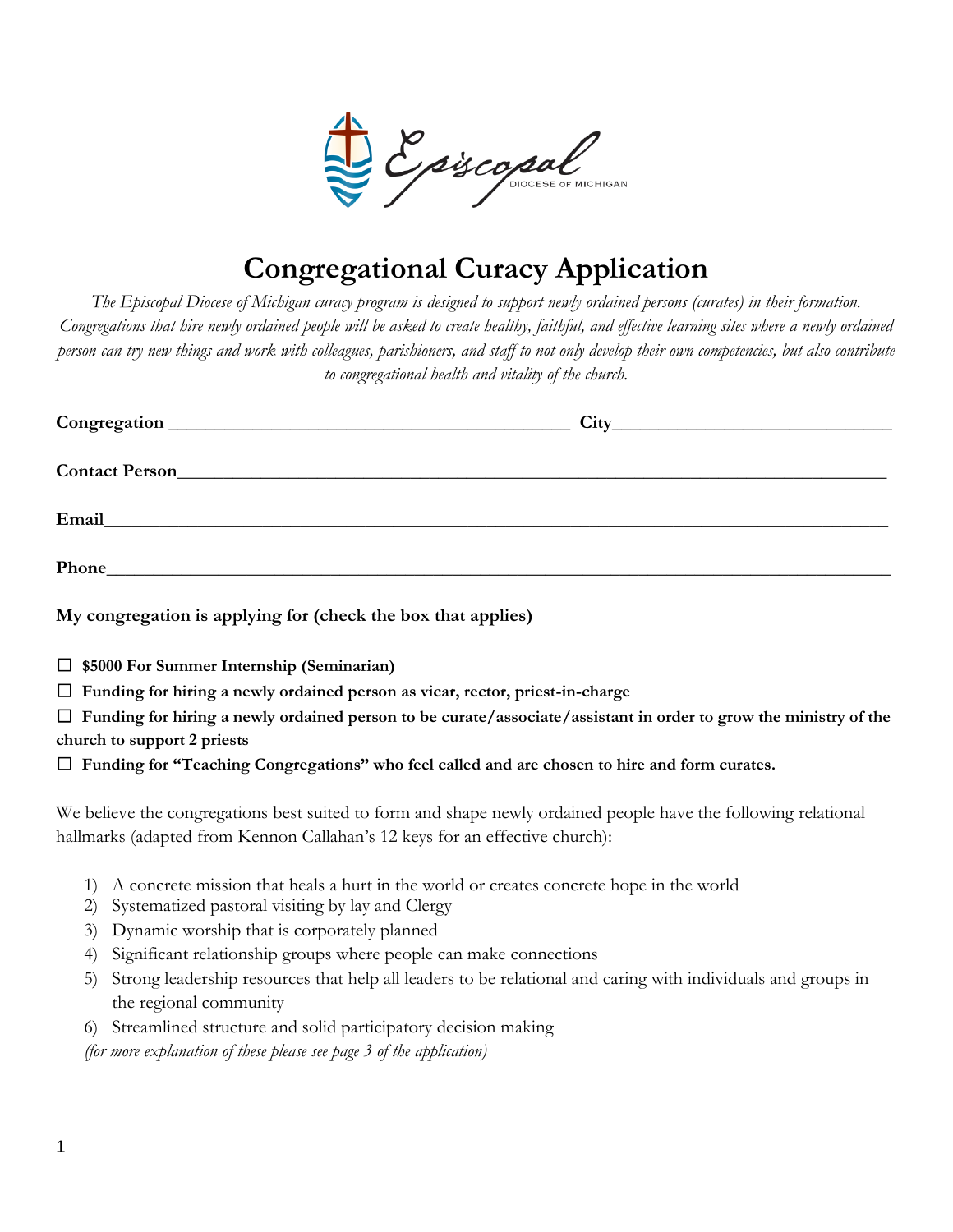Episcopal DIOCESE OF MICHIGAN

# Congregational Curacy Application

*The Episcopal Diocese of Michigan curacy program is designed to support newly ordained persons (curates) in their formation. Congregations that hire newly ordained people will be asked to create healthy, faithful, and effective learning sites where a newly ordained person can try new things and work with colleagues, parishioners, and staff to not only develop their own competencies, but also contribute to congregational health and vitality of the church.*

**Congregation** ____________________________________________ **City**______________________________

**Contact Person**__________________________________________________________________________

**Email**_______________________________________________________________________________

**Phone**_______________________________________________________________________________

**My congregation is applying for (check the box that applies)**

☐ **$5000 For Summer Internship (Seminarian)**

☐ **Funding for hiring a newly ordained person as vicar, rector, priest-in-charge**

☐ **Funding for hiring a newly ordained person to be curate/associate/assistant in order to grow the ministry of the church to support 2 priests**

☐ **Funding for "Teaching Congregations" who feel called and are chosen to hire and form curates.**

We believe the congregations best suited to form and shape newly ordained people have the following relational hallmarks (adapted from Kennon Callahan's 12 keys for an effective church):

1) A concrete mission that heals a hurt in the world or creates concrete hope in the world
2) Systematized pastoral visiting by lay and Clergy
3) Dynamic worship that is corporately planned
4) Significant relationship groups where people can make connections
5) Strong leadership resources that help all leaders to be relational and caring with individuals and groups in the regional community
6) Streamlined structure and solid participatory decision making

*(for more explanation of these please see page 3 of the application)*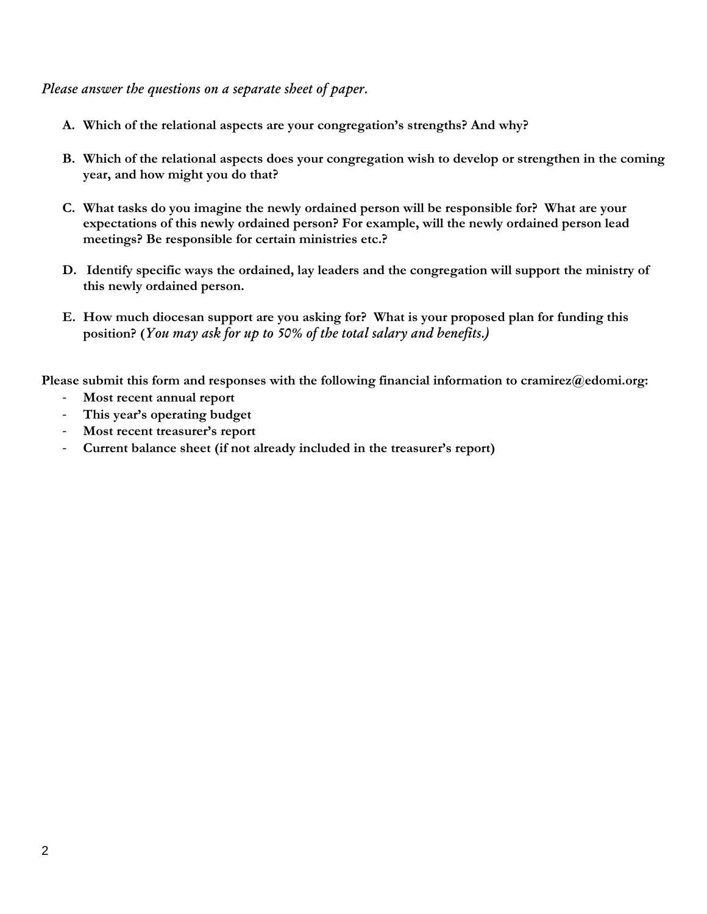*Please answer the questions on a separate sheet of paper.*

A. **Which of the relational aspects are your congregation's strengths? And why?**

B. **Which of the relational aspects does your congregation wish to develop or strengthen in the coming year, and how might you do that?**

C. **What tasks do you imagine the newly ordained person will be responsible for? What are your expectations of this newly ordained person? For example, will the newly ordained person lead meetings? Be responsible for certain ministries etc.?**

D. **Identify specific ways the ordained, lay leaders and the congregation will support the ministry of this newly ordained person.**

E. **How much diocesan support are you asking for? What is your proposed plan for funding this position? (*You may ask for up to 50% of the total salary and benefits.*)**

**Please submit this form and responses with the following financial information to cramirez@edomi.org:**

- **Most recent annual report**
- **This year's operating budget**
- **Most recent treasurer's report**
- **Current balance sheet (if not already included in the treasurer's report)**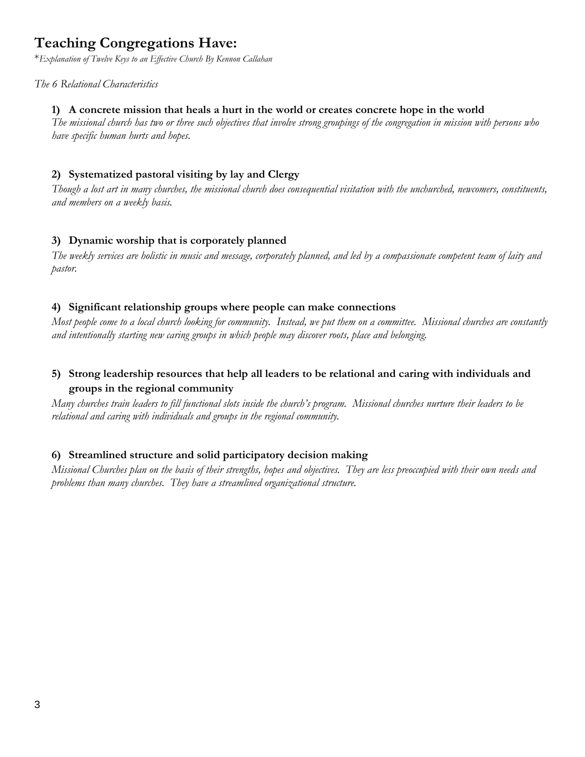# Teaching Congregations Have:

**Explanation of Twelve Keys to an Effective Church By Kennon Callahan*

*The 6 Relational Characteristics*

1) **A concrete mission that heals a hurt in the world or creates concrete hope in the world**

*The missional church has two or three such objectives that involve strong groupings of the congregation in mission with persons who have specific human hurts and hopes.*

2) **Systematized pastoral visiting by lay and Clergy**

*Though a lost art in many churches, the missional church does consequential visitation with the unchurched, newcomers, constituents, and members on a weekly basis.*

3) **Dynamic worship that is corporately planned**

*The weekly services are holistic in music and message, corporately planned, and led by a compassionate competent team of laity and pastor.*

4) **Significant relationship groups where people can make connections**

*Most people come to a local church looking for community. Instead, we put them on a committee. Missional churches are constantly and intentionally starting new caring groups in which people may discover roots, place and belonging.*

5) **Strong leadership resources that help all leaders to be relational and caring with individuals and groups in the regional community**

*Many churches train leaders to fill functional slots inside the church's program. Missional churches nurture their leaders to be relational and caring with individuals and groups in the regional community.*

6) **Streamlined structure and solid participatory decision making**

*Missional Churches plan on the basis of their strengths, hopes and objectives. They are less preoccupied with their own needs and problems than many churches. They have a streamlined organizational structure.*